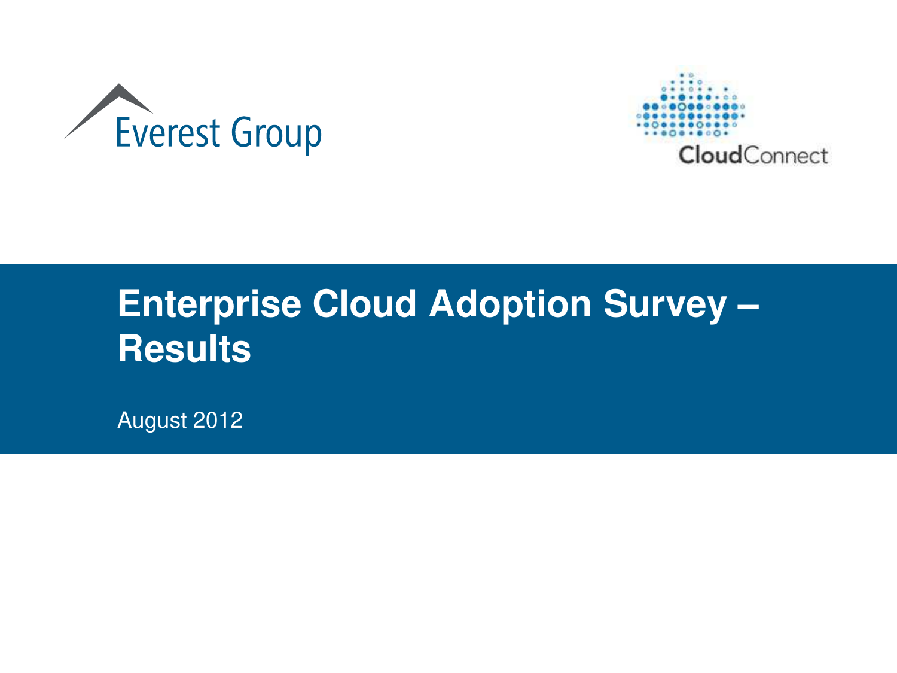Everest Group

CloudConnect

# Enterprise Cloud Adoption Survey – Results

August 2012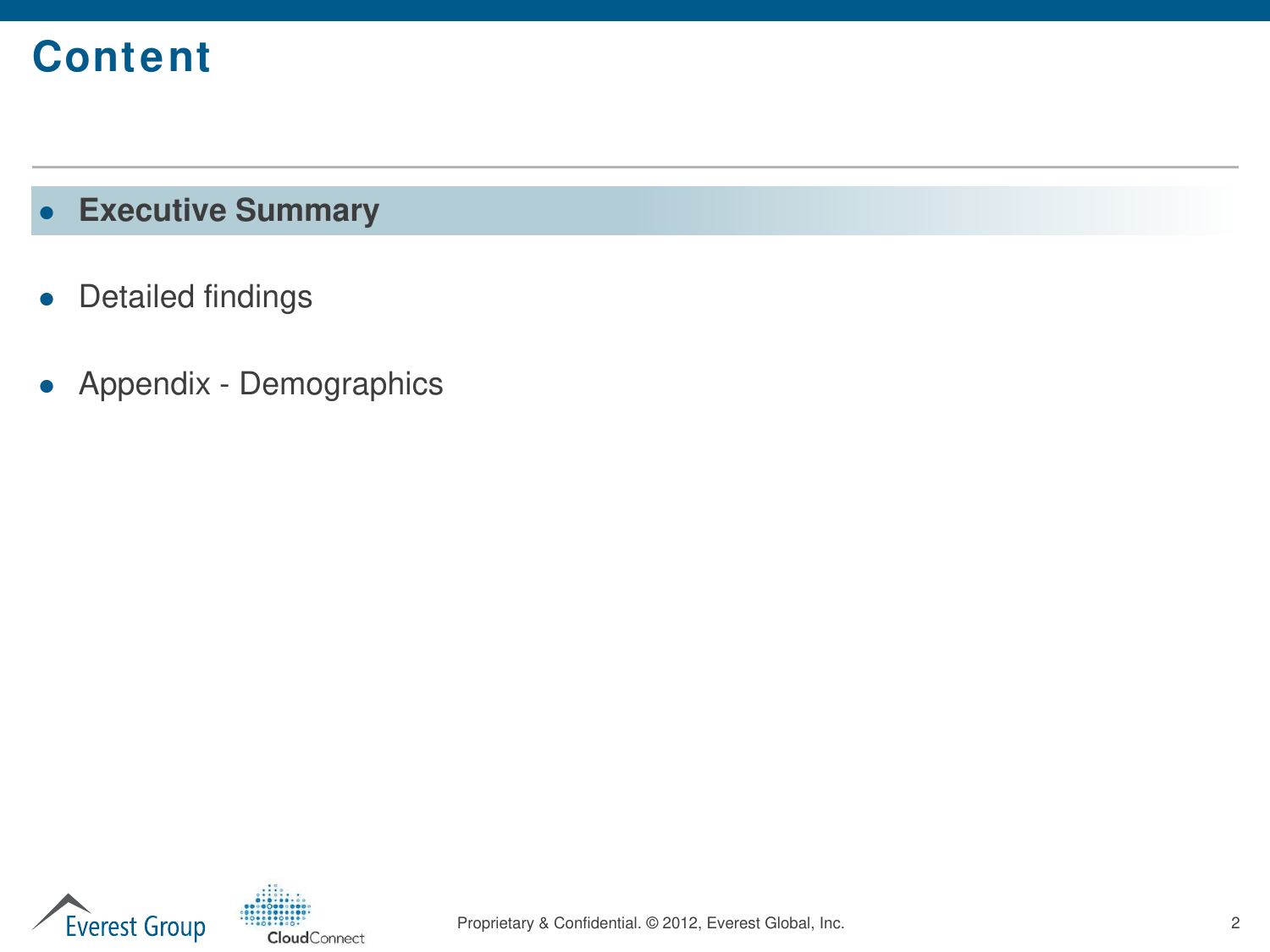# Content

- **Executive Summary**
- Detailed findings
- Appendix - Demographics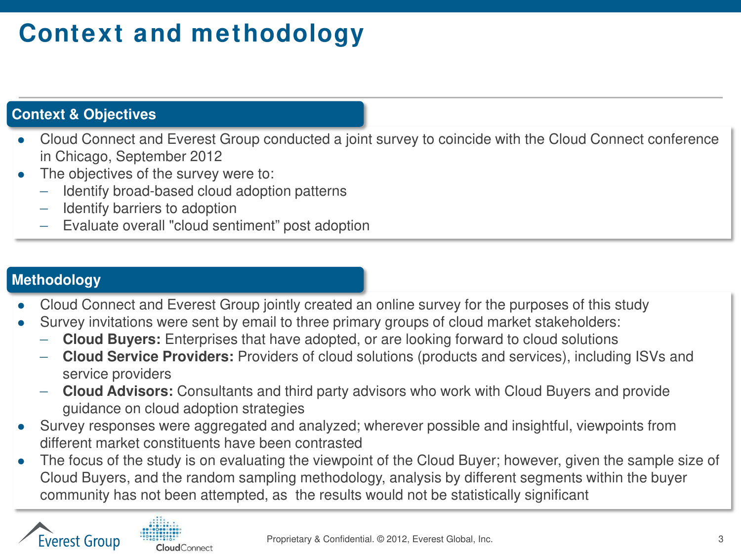# Context and methodology

## Context & Objectives

- Cloud Connect and Everest Group conducted a joint survey to coincide with the Cloud Connect conference in Chicago, September 2012
- The objectives of the survey were to:
  - Identify broad-based cloud adoption patterns
  - Identify barriers to adoption
  - Evaluate overall "cloud sentiment" post adoption

## Methodology

- Cloud Connect and Everest Group jointly created an online survey for the purposes of this study
- Survey invitations were sent by email to three primary groups of cloud market stakeholders:
  - **Cloud Buyers:** Enterprises that have adopted, or are looking forward to cloud solutions
  - **Cloud Service Providers:** Providers of cloud solutions (products and services), including ISVs and service providers
  - **Cloud Advisors:** Consultants and third party advisors who work with Cloud Buyers and provide guidance on cloud adoption strategies
- Survey responses were aggregated and analyzed; wherever possible and insightful, viewpoints from different market constituents have been contrasted
- The focus of the study is on evaluating the viewpoint of the Cloud Buyer; however, given the sample size of Cloud Buyers, and the random sampling methodology, analysis by different segments within the buyer community has not been attempted, as the results would not be statistically significant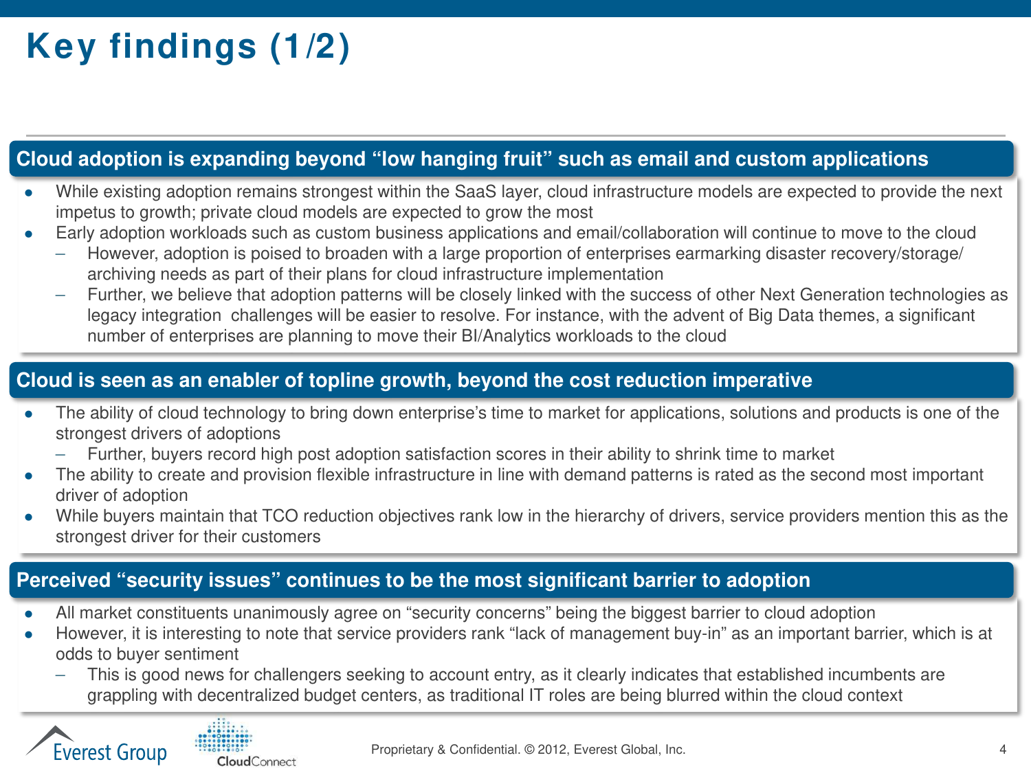# Key findings (1/2)

## Cloud adoption is expanding beyond “low hanging fruit” such as email and custom applications

- While existing adoption remains strongest within the SaaS layer, cloud infrastructure models are expected to provide the next impetus to growth; private cloud models are expected to grow the most
- Early adoption workloads such as custom business applications and email/collaboration will continue to move to the cloud
  - However, adoption is poised to broaden with a large proportion of enterprises earmarking disaster recovery/storage/archiving needs as part of their plans for cloud infrastructure implementation
  - Further, we believe that adoption patterns will be closely linked with the success of other Next Generation technologies as legacy integration challenges will be easier to resolve. For instance, with the advent of Big Data themes, a significant number of enterprises are planning to move their BI/Analytics workloads to the cloud

## Cloud is seen as an enabler of topline growth, beyond the cost reduction imperative

- The ability of cloud technology to bring down enterprise’s time to market for applications, solutions and products is one of the strongest drivers of adoptions
  - Further, buyers record high post adoption satisfaction scores in their ability to shrink time to market
- The ability to create and provision flexible infrastructure in line with demand patterns is rated as the second most important driver of adoption
- While buyers maintain that TCO reduction objectives rank low in the hierarchy of drivers, service providers mention this as the strongest driver for their customers

## Perceived “security issues” continues to be the most significant barrier to adoption

- All market constituents unanimously agree on “security concerns” being the biggest barrier to cloud adoption
- However, it is interesting to note that service providers rank “lack of management buy-in” as an important barrier, which is at odds to buyer sentiment
  - This is good news for challengers seeking to account entry, as it clearly indicates that established incumbents are grappling with decentralized budget centers, as traditional IT roles are being blurred within the cloud context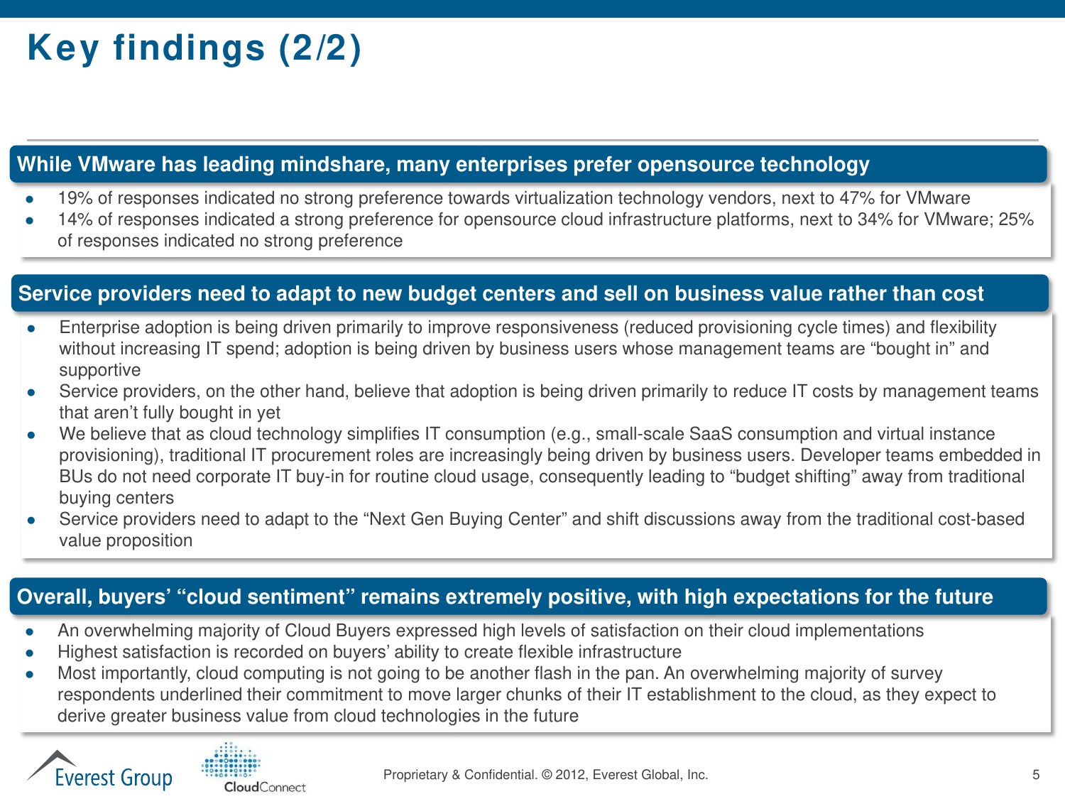# Key findings (2/2)

## While VMware has leading mindshare, many enterprises prefer opensource technology

- 19% of responses indicated no strong preference towards virtualization technology vendors, next to 47% for VMware
- 14% of responses indicated a strong preference for opensource cloud infrastructure platforms, next to 34% for VMware; 25% of responses indicated no strong preference

## Service providers need to adapt to new budget centers and sell on business value rather than cost

- Enterprise adoption is being driven primarily to improve responsiveness (reduced provisioning cycle times) and flexibility without increasing IT spend; adoption is being driven by business users whose management teams are "bought in" and supportive
- Service providers, on the other hand, believe that adoption is being driven primarily to reduce IT costs by management teams that aren't fully bought in yet
- We believe that as cloud technology simplifies IT consumption (e.g., small-scale SaaS consumption and virtual instance provisioning), traditional IT procurement roles are increasingly being driven by business users. Developer teams embedded in BUs do not need corporate IT buy-in for routine cloud usage, consequently leading to "budget shifting" away from traditional buying centers
- Service providers need to adapt to the "Next Gen Buying Center" and shift discussions away from the traditional cost-based value proposition

## Overall, buyers' "cloud sentiment" remains extremely positive, with high expectations for the future

- An overwhelming majority of Cloud Buyers expressed high levels of satisfaction on their cloud implementations
- Highest satisfaction is recorded on buyers' ability to create flexible infrastructure
- Most importantly, cloud computing is not going to be another flash in the pan. An overwhelming majority of survey respondents underlined their commitment to move larger chunks of their IT establishment to the cloud, as they expect to derive greater business value from cloud technologies in the future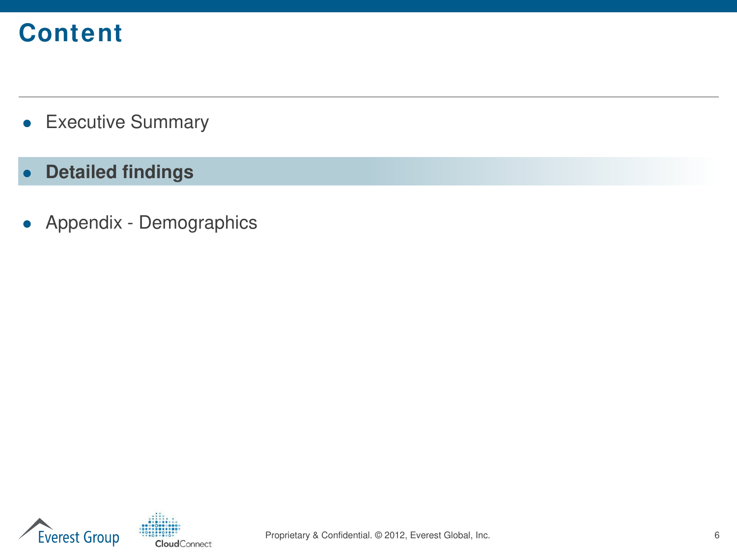# Content

- Executive Summary
- **Detailed findings**
- Appendix - Demographics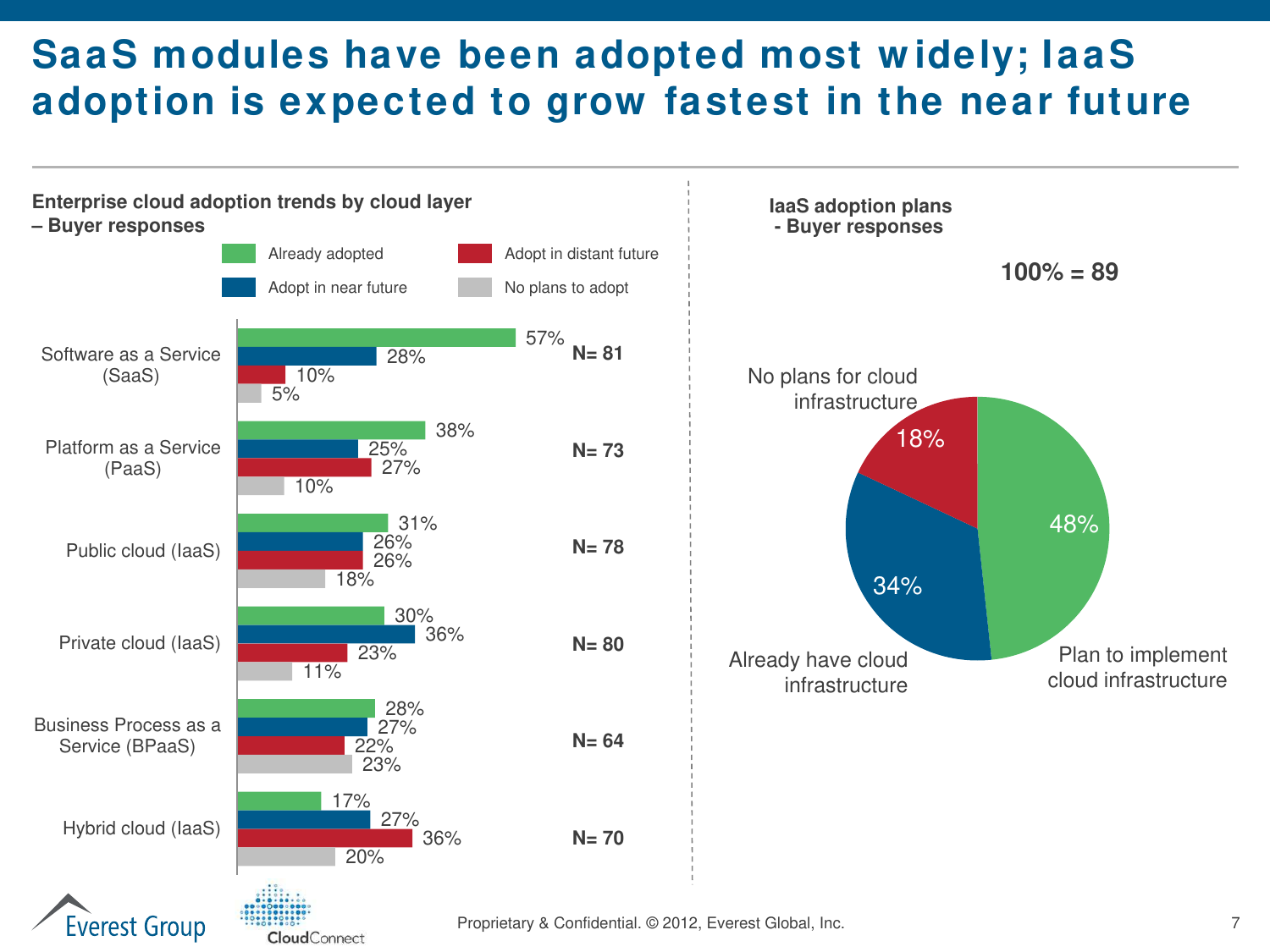# SaaS modules have been adopted most widely; IaaS adoption is expected to grow fastest in the near future

**Enterprise cloud adoption trends by cloud layer – Buyer responses**

| Cloud layer | Already adopted | Adopt in near future | Adopt in distant future | No plans to adopt | N |
|---|---|---|---|---|---|
| Software as a Service (SaaS) | 57% | 28% | 10% | 5% | N= 81 |
| Platform as a Service (PaaS) | 38% | 25% | 27% | 10% | N= 73 |
| Public cloud (IaaS) | 31% | 26% | 26% | 18% | N= 78 |
| Private cloud (IaaS) | 30% | 36% | 23% | 11% | N= 80 |
| Business Process as a Service (BPaaS) | 28% | 27% | 22% | 23% | N= 64 |
| Hybrid cloud (IaaS) | 17% | 27% | 36% | 20% | N= 70 |

**IaaS adoption plans - Buyer responses**

**100% = 89**

| Response | Share |
|---|---|
| Plan to implement cloud infrastructure | 48% |
| Already have cloud infrastructure | 34% |
| No plans for cloud infrastructure | 18% |

Proprietary & Confidential. © 2012, Everest Global, Inc.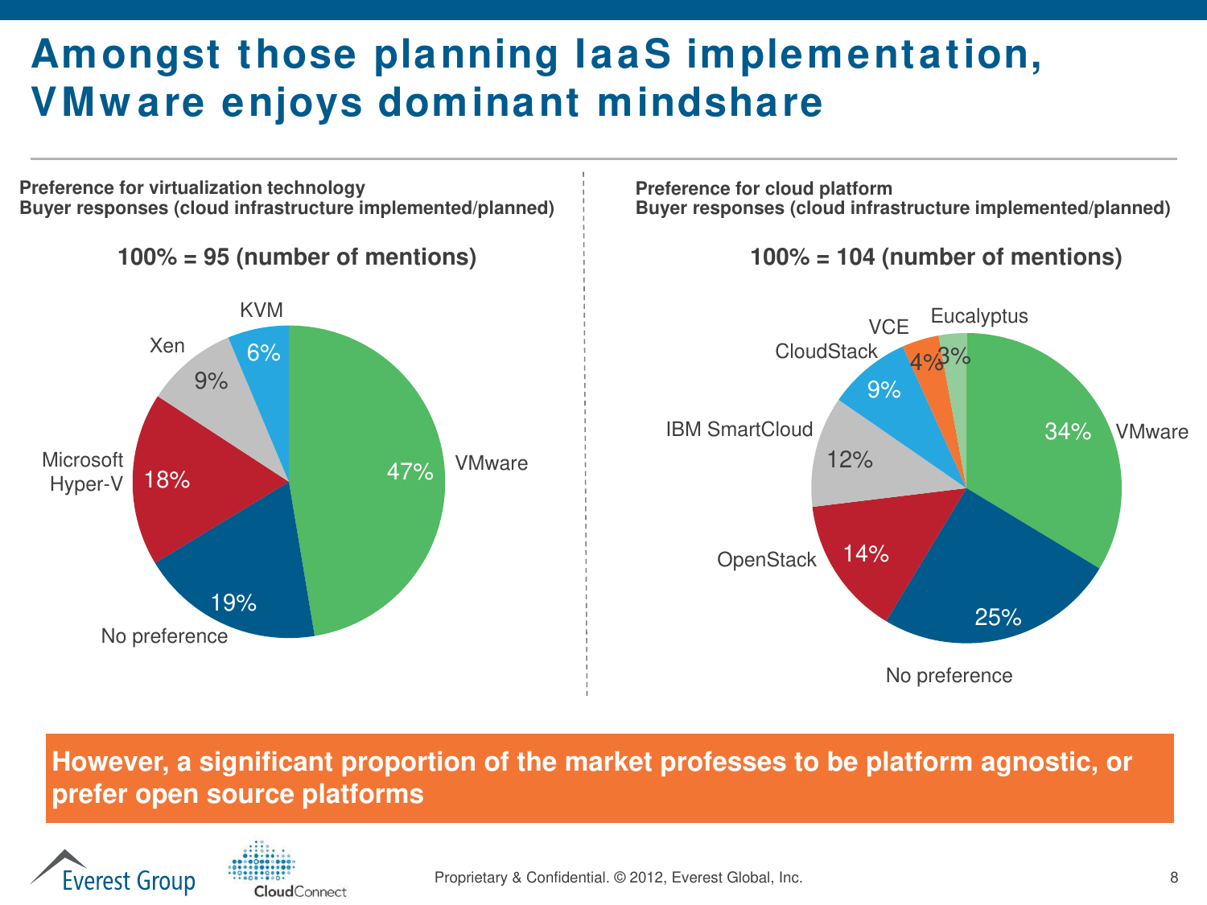# Amongst those planning IaaS implementation, VMware enjoys dominant mindshare

**Preference for virtualization technology**
**Buyer responses (cloud infrastructure implemented/planned)**

**100% = 95 (number of mentions)**

| Technology | Share |
|---|---|
| VMware | 47% |
| No preference | 19% |
| Microsoft Hyper-V | 18% |
| Xen | 9% |
| KVM | 6% |

**Preference for cloud platform**
**Buyer responses (cloud infrastructure implemented/planned)**

**100% = 104 (number of mentions)**

| Platform | Share |
|---|---|
| VMware | 34% |
| No preference | 25% |
| OpenStack | 14% |
| IBM SmartCloud | 12% |
| CloudStack | 9% |
| VCE | 4% |
| Eucalyptus | 3% |

**However, a significant proportion of the market professes to be platform agnostic, or prefer open source platforms**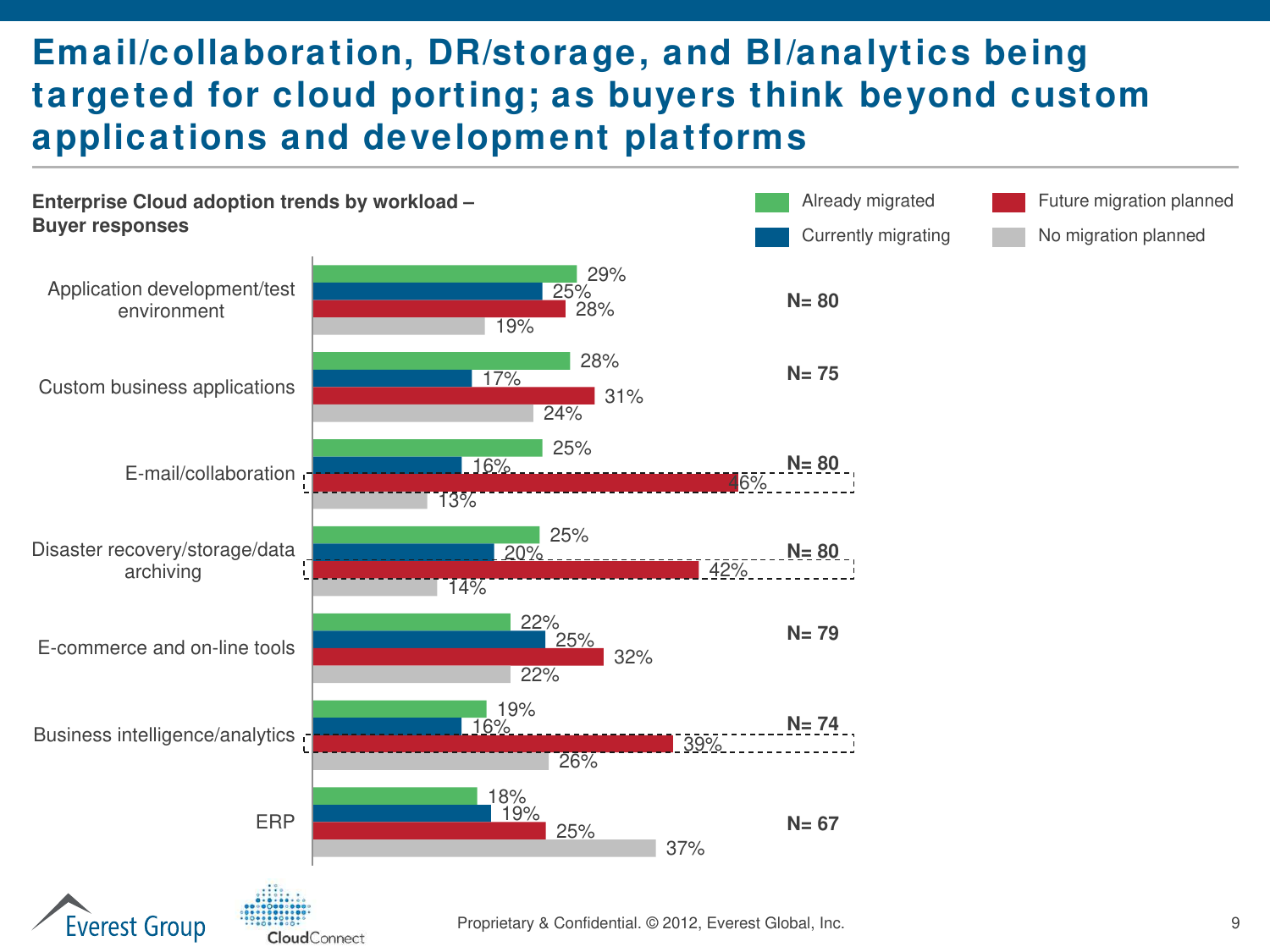# Email/collaboration, DR/storage, and BI/analytics being targeted for cloud porting; as buyers think beyond custom applications and development platforms

**Enterprise Cloud adoption trends by workload – Buyer responses**

| Workload | Already migrated | Currently migrating | Future migration planned | No migration planned | N |
|---|---|---|---|---|---|
| Application development/test environment | 29% | 25% | 28% | 19% | N= 80 |
| Custom business applications | 28% | 17% | 31% | 24% | N= 75 |
| E-mail/collaboration | 25% | 16% | 46% | 13% | N= 80 |
| Disaster recovery/storage/data archiving | 25% | 20% | 42% | 14% | N= 80 |
| E-commerce and on-line tools | 22% | 25% | 32% | 22% | N= 79 |
| Business intelligence/analytics | 19% | 16% | 39% | 26% | N= 74 |
| ERP | 18% | 19% | 25% | 37% | N= 67 |

Proprietary & Confidential. © 2012, Everest Global, Inc.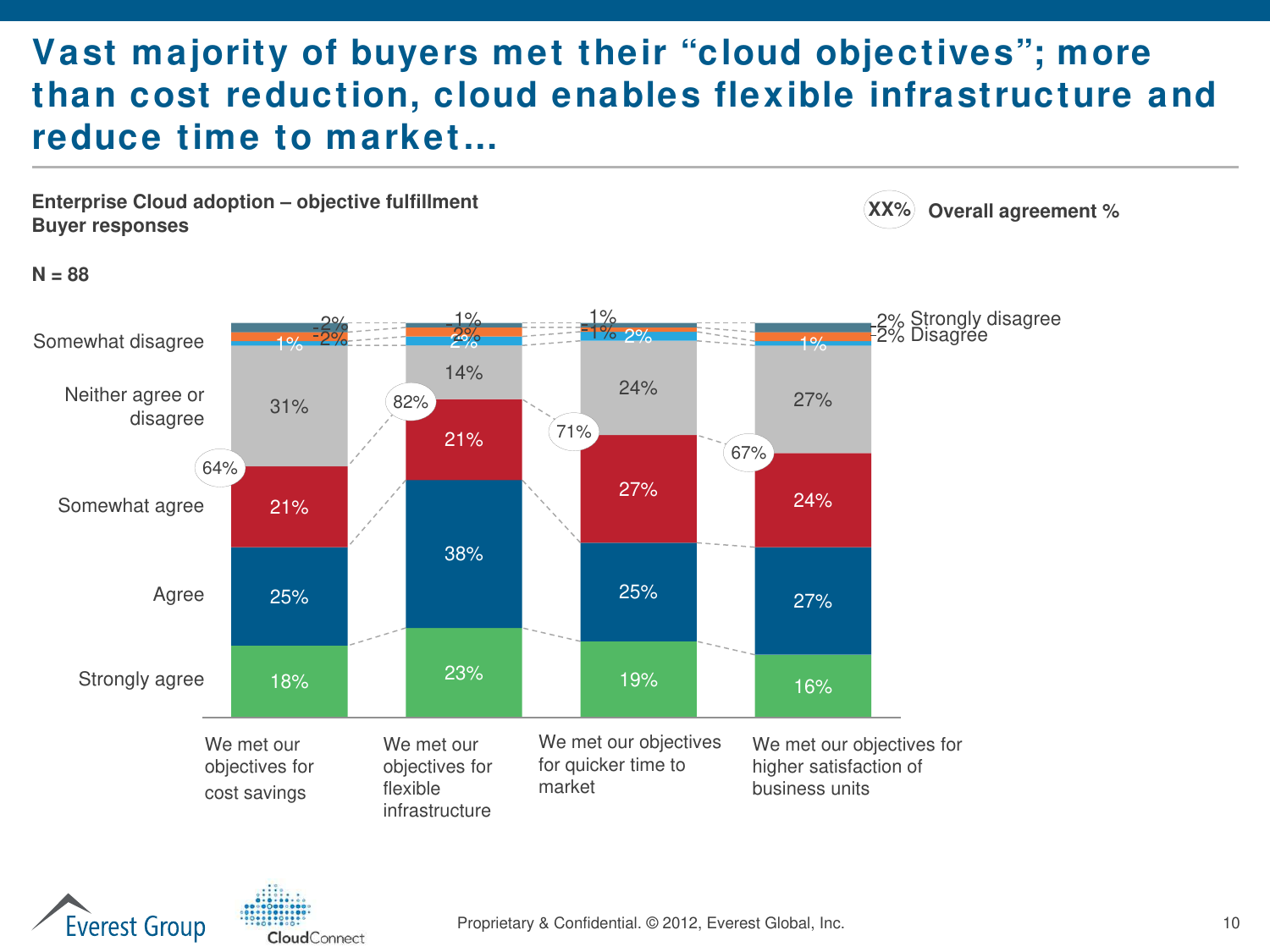# Vast majority of buyers met their "cloud objectives"; more than cost reduction, cloud enables flexible infrastructure and reduce time to market…

**Enterprise Cloud adoption – objective fulfillment**
**Buyer responses**

**N = 88**

XX% Overall agreement %

| | We met our objectives for cost savings | We met our objectives for flexible infrastructure | We met our objectives for quicker time to market | We met our objectives for higher satisfaction of business units |
|---|---|---|---|---|
| Strongly disagree | 2% | 1% | 1% | 2% |
| Disagree | 2% | 2% | 1% | 2% |
| Somewhat disagree | 1% | 2% | 2% | 1% |
| Neither agree or disagree | 31% | 14% | 24% | 27% |
| Somewhat agree | 21% | 21% | 27% | 24% |
| Agree | 25% | 38% | 25% | 27% |
| Strongly agree | 18% | 23% | 19% | 16% |
| Overall agreement % | 64% | 82% | 71% | 67% |

Proprietary & Confidential. © 2012, Everest Global, Inc.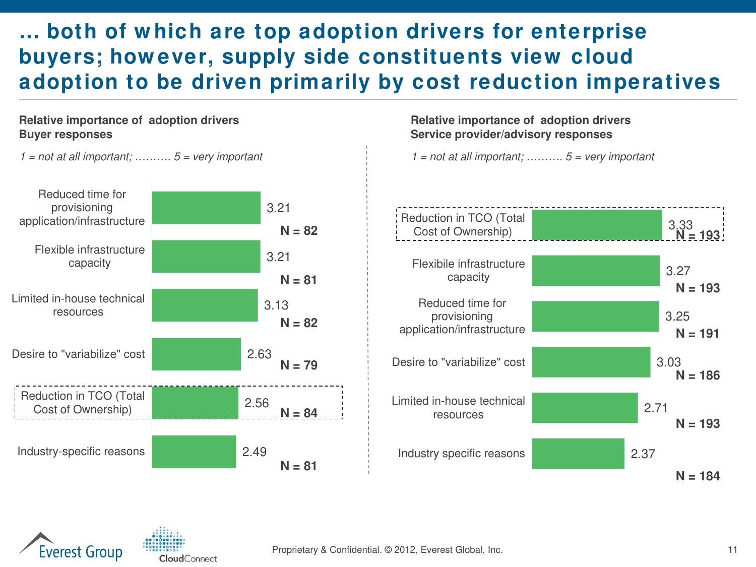# … both of which are top adoption drivers for enterprise buyers; however, supply side constituents view cloud adoption to be driven primarily by cost reduction imperatives

**Relative importance of adoption drivers**
**Buyer responses**

*1 = not at all important; ………. 5 = very important*

| Driver | Score | N |
|---|---|---|
| Reduced time for provisioning application/infrastructure | 3.21 | N = 82 |
| Flexible infrastructure capacity | 3.21 | N = 81 |
| Limited in-house technical resources | 3.13 | N = 82 |
| Desire to "variabilize" cost | 2.63 | N = 79 |
| Reduction in TCO (Total Cost of Ownership) | 2.56 | N = 84 |
| Industry-specific reasons | 2.49 | N = 81 |

**Relative importance of adoption drivers**
**Service provider/advisory responses**

*1 = not at all important; ………. 5 = very important*

| Driver | Score | N |
|---|---|---|
| Reduction in TCO (Total Cost of Ownership) | 3.33 | N = 193 |
| Flexibile infrastructure capacity | 3.27 | N = 193 |
| Reduced time for provisioning application/infrastructure | 3.25 | N = 191 |
| Desire to "variabilize" cost | 3.03 | N = 186 |
| Limited in-house technical resources | 2.71 | N = 193 |
| Industry specific reasons | 2.37 | N = 184 |

Proprietary & Confidential. © 2012, Everest Global, Inc.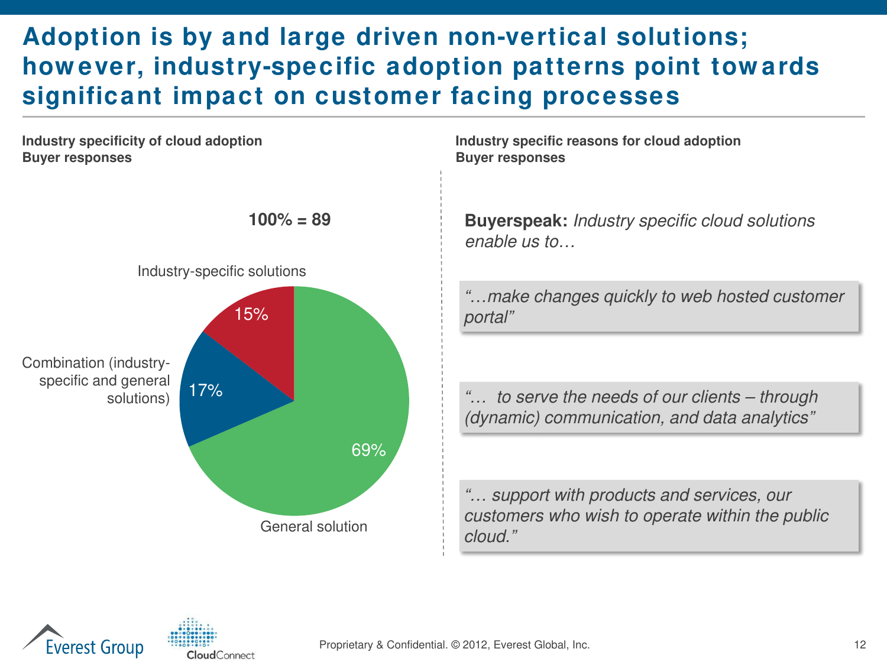# Adoption is by and large driven non-vertical solutions; however, industry-specific adoption patterns point towards significant impact on customer facing processes

**Industry specificity of cloud adoption**
**Buyer responses**

**100% = 89**

| Category | Share |
|---|---|
| General solution | 69% |
| Combination (industry-specific and general solutions) | 17% |
| Industry-specific solutions | 15% |

**Industry specific reasons for cloud adoption**
**Buyer responses**

**Buyerspeak:** *Industry specific cloud solutions enable us to…*

*"…make changes quickly to web hosted customer portal"*

*"… to serve the needs of our clients – through (dynamic) communication, and data analytics"*

*"… support with products and services, our customers who wish to operate within the public cloud."*

Proprietary & Confidential. © 2012, Everest Global, Inc.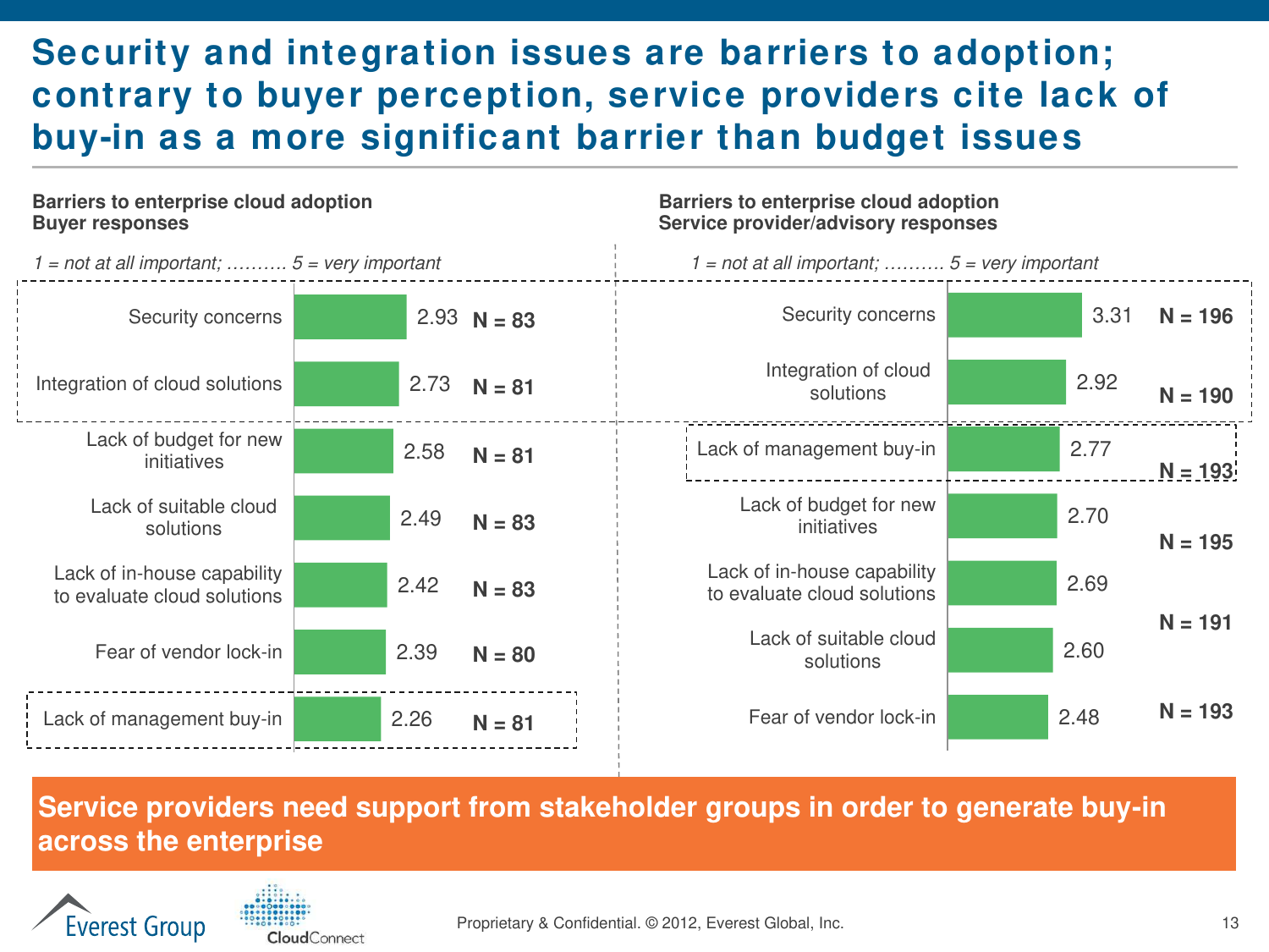# Security and integration issues are barriers to adoption; contrary to buyer perception, service providers cite lack of buy-in as a more significant barrier than budget issues

**Barriers to enterprise cloud adoption**
**Buyer responses**

*1 = not at all important; ………. 5 = very important*

| Barrier | Score | N |
|---|---|---|
| Security concerns | 2.93 | N = 83 |
| Integration of cloud solutions | 2.73 | N = 81 |
| Lack of budget for new initiatives | 2.58 | N = 81 |
| Lack of suitable cloud solutions | 2.49 | N = 83 |
| Lack of in-house capability to evaluate cloud solutions | 2.42 | N = 83 |
| Fear of vendor lock-in | 2.39 | N = 80 |
| Lack of management buy-in | 2.26 | N = 81 |

**Barriers to enterprise cloud adoption**
**Service provider/advisory responses**

*1 = not at all important; ………. 5 = very important*

| Barrier | Score | N |
|---|---|---|
| Security concerns | 3.31 | N = 196 |
| Integration of cloud solutions | 2.92 | N = 190 |
| Lack of management buy-in | 2.77 | N = 193 |
| Lack of budget for new initiatives | 2.70 | N = 195 |
| Lack of in-house capability to evaluate cloud solutions | 2.69 | N = 191 |
| Lack of suitable cloud solutions | 2.60 | |
| Fear of vendor lock-in | 2.48 | N = 193 |

**Service providers need support from stakeholder groups in order to generate buy-in across the enterprise**

Proprietary & Confidential. © 2012, Everest Global, Inc.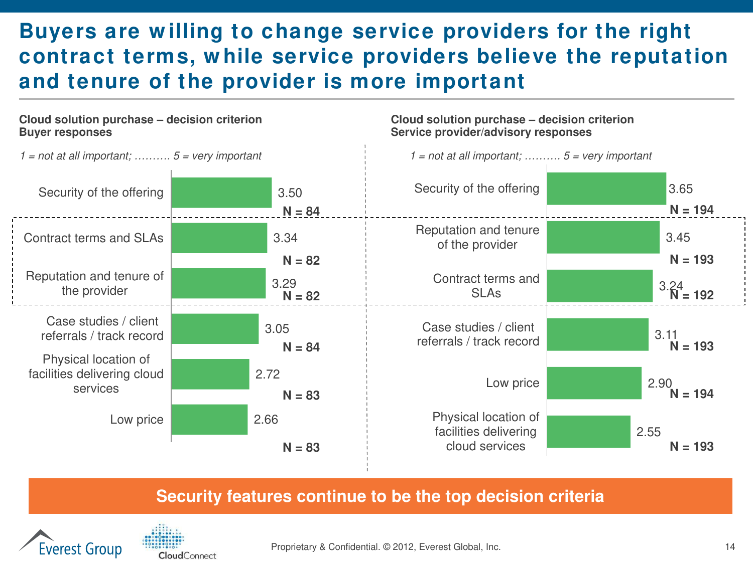# Buyers are willing to change service providers for the right contract terms, while service providers believe the reputation and tenure of the provider is more important

**Cloud solution purchase – decision criterion**
**Buyer responses**

*1 = not at all important; ………. 5 = very important*

| Criterion | Score | N |
|---|---|---|
| Security of the offering | 3.50 | N = 84 |
| Contract terms and SLAs | 3.34 | N = 82 |
| Reputation and tenure of the provider | 3.29 | N = 82 |
| Case studies / client referrals / track record | 3.05 | N = 84 |
| Physical location of facilities delivering cloud services | 2.72 | N = 83 |
| Low price | 2.66 | N = 83 |

**Cloud solution purchase – decision criterion**
**Service provider/advisory responses**

*1 = not at all important; ………. 5 = very important*

| Criterion | Score | N |
|---|---|---|
| Security of the offering | 3.65 | N = 194 |
| Reputation and tenure of the provider | 3.45 | N = 193 |
| Contract terms and SLAs | 3.24 | N = 192 |
| Case studies / client referrals / track record | 3.11 | N = 193 |
| Low price | 2.90 | N = 194 |
| Physical location of facilities delivering cloud services | 2.55 | N = 193 |

**Security features continue to be the top decision criteria**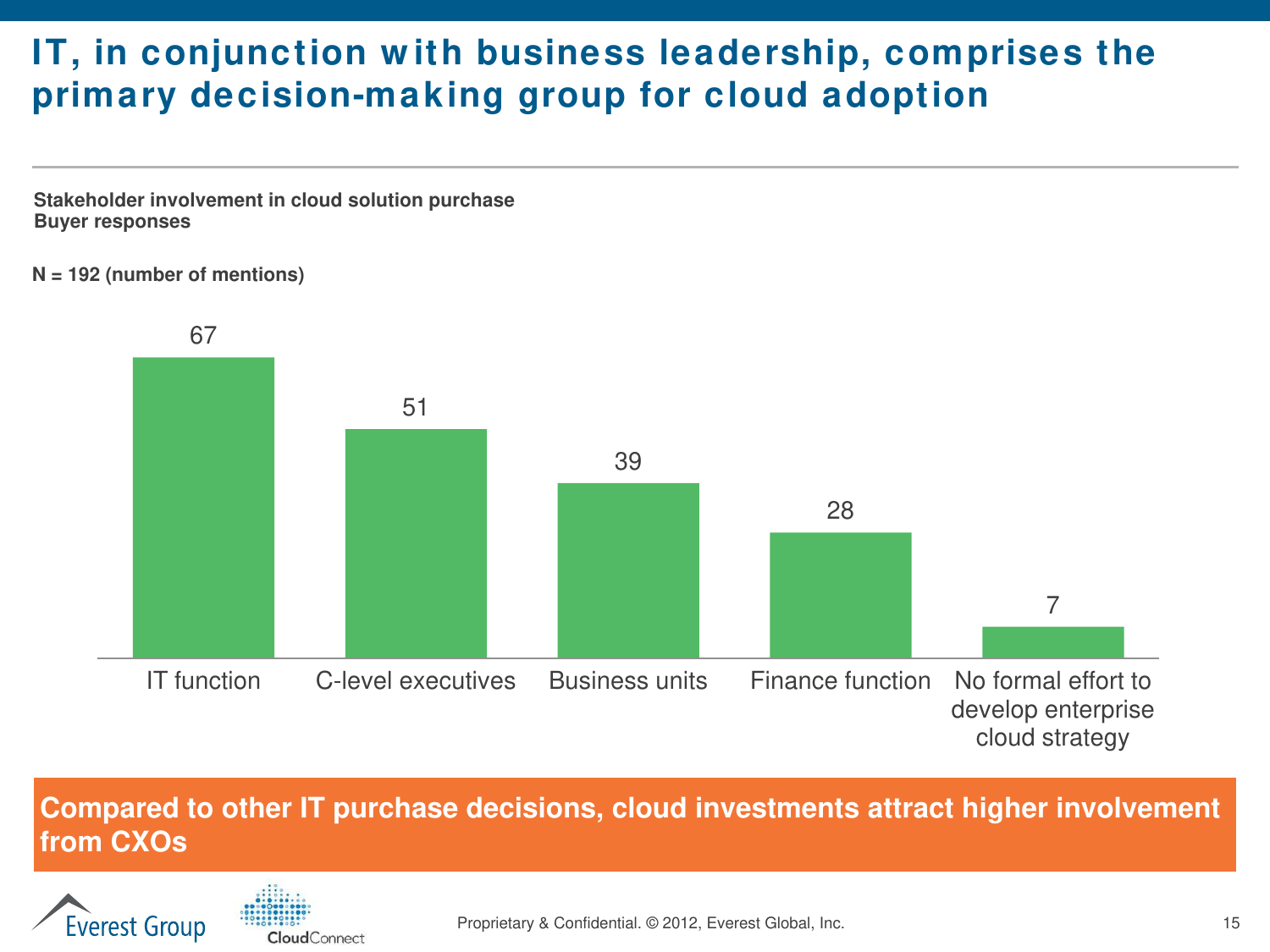# IT, in conjunction with business leadership, comprises the primary decision-making group for cloud adoption

**Stakeholder involvement in cloud solution purchase**
**Buyer responses**

**N = 192 (number of mentions)**

| Stakeholder | Number of mentions |
|---|---|
| IT function | 67 |
| C-level executives | 51 |
| Business units | 39 |
| Finance function | 28 |
| No formal effort to develop enterprise cloud strategy | 7 |

**Compared to other IT purchase decisions, cloud investments attract higher involvement from CXOs**

Proprietary & Confidential. © 2012, Everest Global, Inc.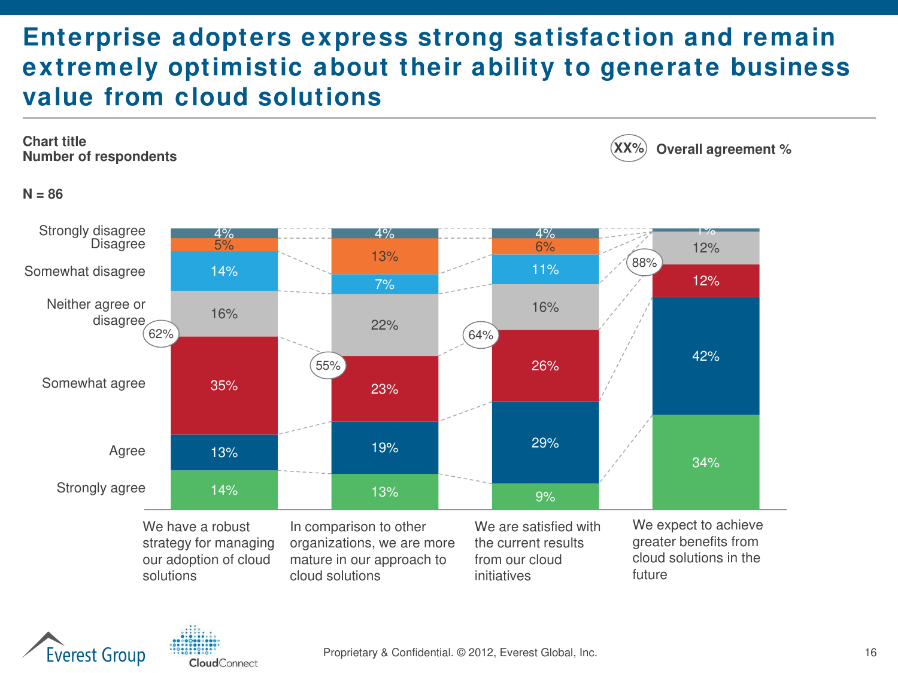# Enterprise adopters express strong satisfaction and remain extremely optimistic about their ability to generate business value from cloud solutions

**Chart title**
**Number of respondents**

**N = 86**

(XX%) **Overall agreement %**

| | We have a robust strategy for managing our adoption of cloud solutions | In comparison to other organizations, we are more mature in our approach to cloud solutions | We are satisfied with the current results from our cloud initiatives | We expect to achieve greater benefits from cloud solutions in the future |
|---|---|---|---|---|
| Strongly disagree | 4% | 4% | 4% | 1% |
| Disagree | 5% | 13% | 6% | |
| Somewhat disagree | 14% | 7% | 11% | |
| Neither agree or disagree | 16% | 22% | 16% | 12% |
| Somewhat agree | 35% | 23% | 26% | 12% |
| Agree | 13% | 19% | 29% | 42% |
| Strongly agree | 14% | 13% | 9% | 34% |
| Overall agreement % | 62% | 55% | 64% | 88% |

Proprietary & Confidential. © 2012, Everest Global, Inc.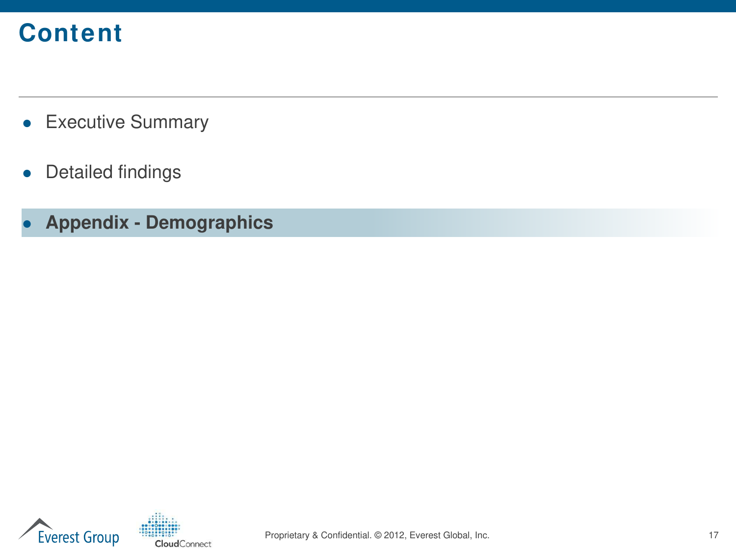# Content

- Executive Summary
- Detailed findings
- **Appendix - Demographics**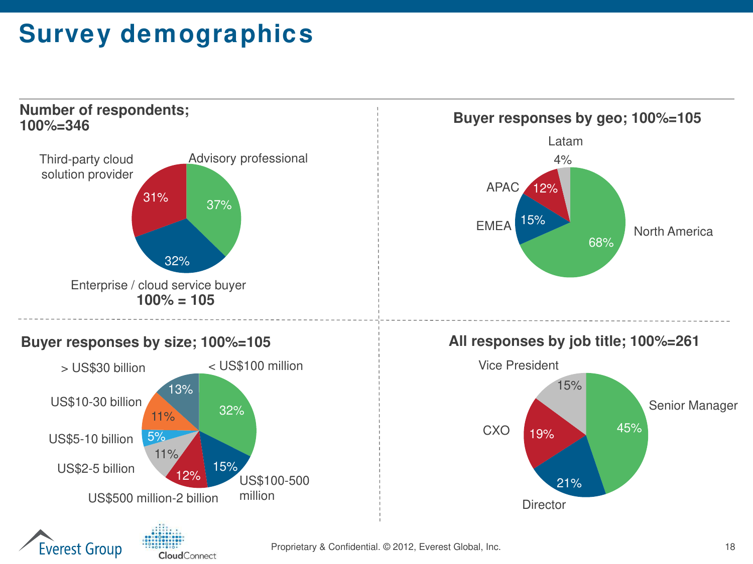# Survey demographics

## Number of respondents; 100%=346

| Category | Share |
|---|---|
| Advisory professional | 37% |
| Enterprise / cloud service buyer | 32% |
| Third-party cloud solution provider | 31% |

Enterprise / cloud service buyer **100% = 105**

## Buyer responses by geo; 100%=105

| Region | Share |
|---|---|
| North America | 68% |
| EMEA | 15% |
| APAC | 12% |
| Latam | 4% |

## Buyer responses by size; 100%=105

| Size | Share |
|---|---|
| < US$100 million | 32% |
| US$100-500 million | 15% |
| US$500 million-2 billion | 12% |
| US$2-5 billion | 11% |
| US$5-10 billion | 5% |
| US$10-30 billion | 11% |
| > US$30 billion | 13% |

## All responses by job title; 100%=261

| Job title | Share |
|---|---|
| Senior Manager | 45% |
| Director | 21% |
| CXO | 19% |
| Vice President | 15% |

Proprietary & Confidential. © 2012, Everest Global, Inc.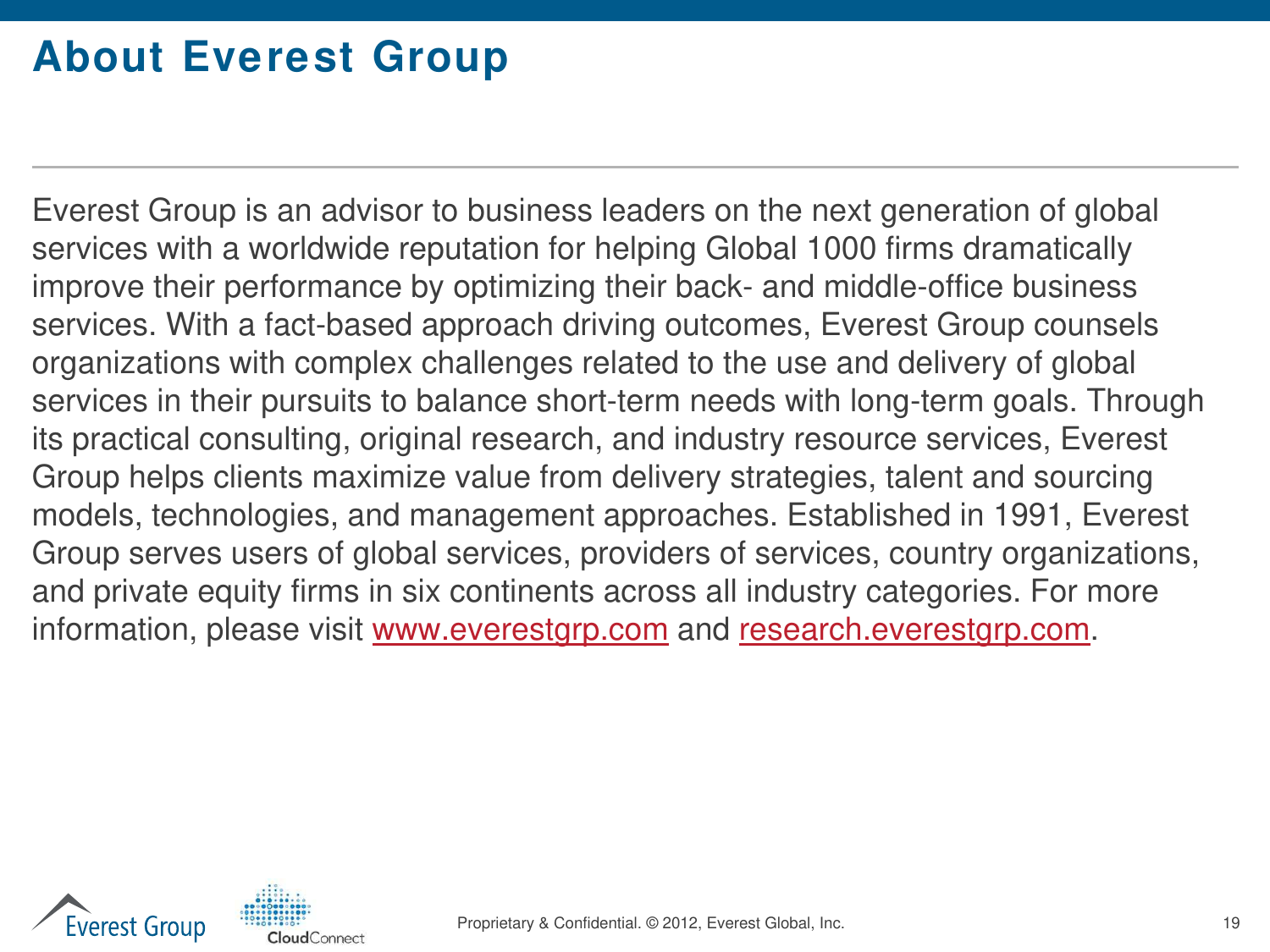# About Everest Group

Everest Group is an advisor to business leaders on the next generation of global services with a worldwide reputation for helping Global 1000 firms dramatically improve their performance by optimizing their back- and middle-office business services. With a fact-based approach driving outcomes, Everest Group counsels organizations with complex challenges related to the use and delivery of global services in their pursuits to balance short-term needs with long-term goals. Through its practical consulting, original research, and industry resource services, Everest Group helps clients maximize value from delivery strategies, talent and sourcing models, technologies, and management approaches. Established in 1991, Everest Group serves users of global services, providers of services, country organizations, and private equity firms in six continents across all industry categories. For more information, please visit www.everestgrp.com and research.everestgrp.com.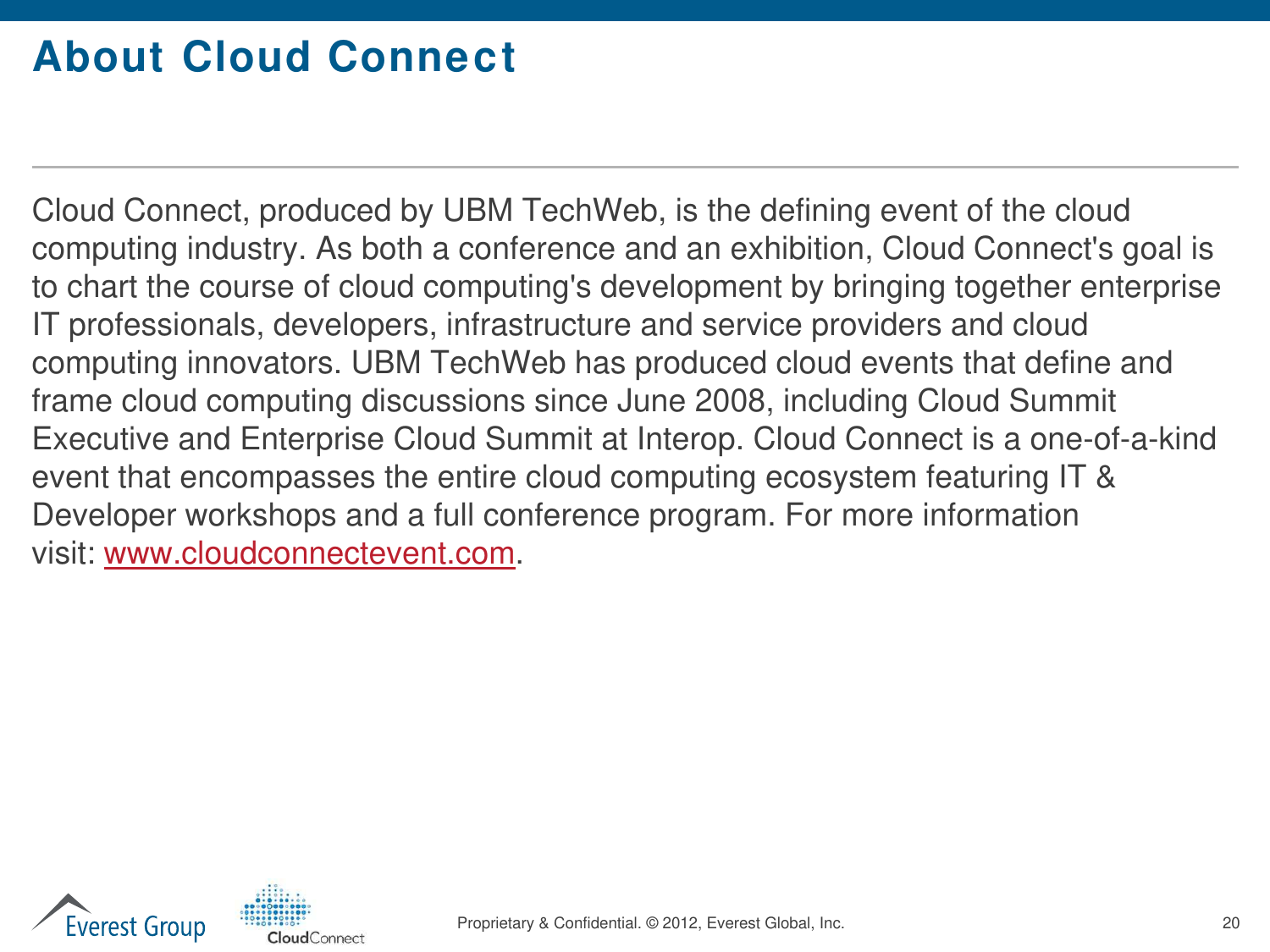# About Cloud Connect

Cloud Connect, produced by UBM TechWeb, is the defining event of the cloud computing industry. As both a conference and an exhibition, Cloud Connect's goal is to chart the course of cloud computing's development by bringing together enterprise IT professionals, developers, infrastructure and service providers and cloud computing innovators. UBM TechWeb has produced cloud events that define and frame cloud computing discussions since June 2008, including Cloud Summit Executive and Enterprise Cloud Summit at Interop. Cloud Connect is a one-of-a-kind event that encompasses the entire cloud computing ecosystem featuring IT & Developer workshops and a full conference program. For more information visit: www.cloudconnectevent.com.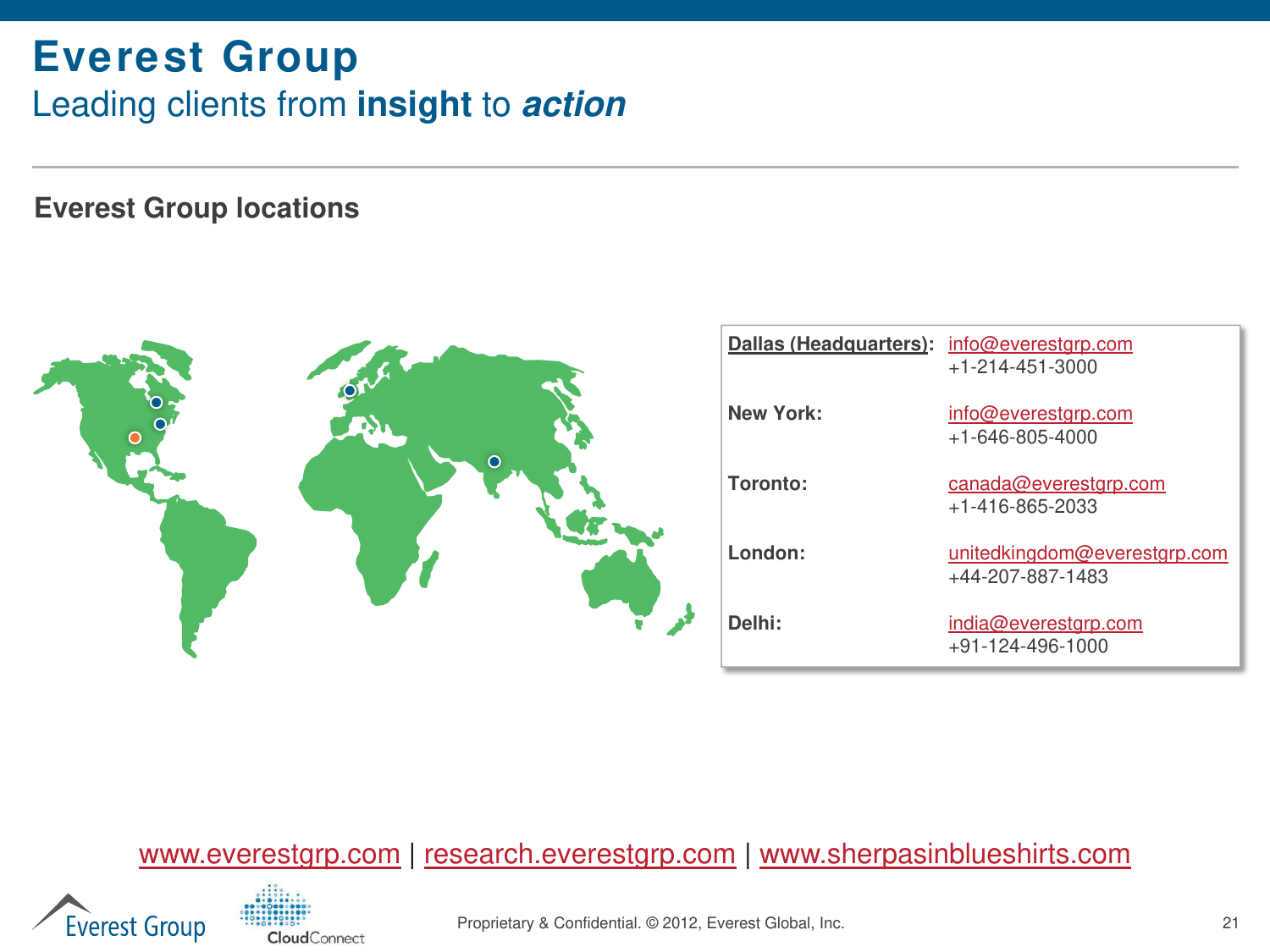# Everest Group

## Leading clients from **insight** to ***action***

### Everest Group locations

| | |
|---|---|
| **Dallas (Headquarters):** | info@everestgrp.com<br>+1-214-451-3000 |
| **New York:** | info@everestgrp.com<br>+1-646-805-4000 |
| **Toronto:** | canada@everestgrp.com<br>+1-416-865-2033 |
| **London:** | unitedkingdom@everestgrp.com<br>+44-207-887-1483 |
| **Delhi:** | india@everestgrp.com<br>+91-124-496-1000 |

www.everestgrp.com | research.everestgrp.com | www.sherpasinblueshirts.com

Proprietary & Confidential. © 2012, Everest Global, Inc.